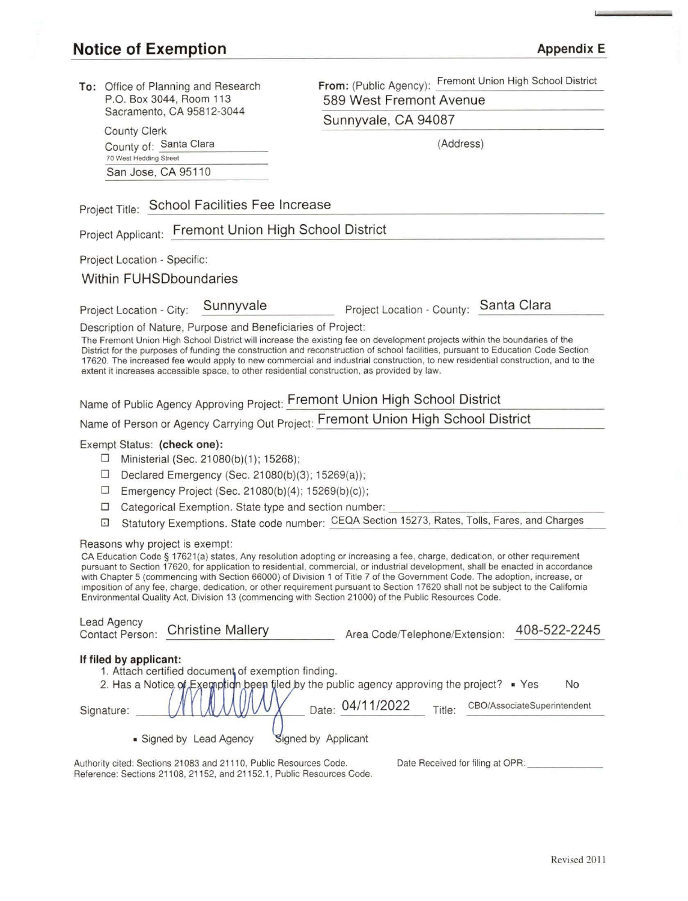# Notice of Exemption

**Appendix E**

**To:** Office of Planning and Research
P.O. Box 3044, Room 113
Sacramento, CA 95812-3044

County Clerk
County of: Santa Clara
70 West Hedding Street
San Jose, CA 95110

**From:** (Public Agency): Fremont Union High School District
589 West Fremont Avenue
Sunnyvale, CA 94087
(Address)

Project Title: School Facilities Fee Increase

Project Applicant: Fremont Union High School District

Project Location - Specific:

Within FUHSDboundaries

Project Location - City: Sunnyvale    Project Location - County: Santa Clara

Description of Nature, Purpose and Beneficiaries of Project:

The Fremont Union High School District will increase the existing fee on development projects within the boundaries of the District for the purposes of funding the construction and reconstruction of school facilities, pursuant to Education Code Section 17620. The increased fee would apply to new commercial and industrial construction, to new residential construction, and to the extent it increases accessible space, to other residential construction, as provided by law.

Name of Public Agency Approving Project: Fremont Union High School District

Name of Person or Agency Carrying Out Project: Fremont Union High School District

Exempt Status: **(check one):**

- ☐ Ministerial (Sec. 21080(b)(1); 15268);
- ☐ Declared Emergency (Sec. 21080(b)(3); 15269(a));
- ☐ Emergency Project (Sec. 21080(b)(4); 15269(b)(c));
- ☐ Categorical Exemption. State type and section number:
- ☒ Statutory Exemptions. State code number: CEQA Section 15273, Rates, Tolls, Fares, and Charges

Reasons why project is exempt:

CA Education Code § 17621(a) states, Any resolution adopting or increasing a fee, charge, dedication, or other requirement pursuant to Section 17620, for application to residential, commercial, or industrial development, shall be enacted in accordance with Chapter 5 (commencing with Section 66000) of Division 1 of Title 7 of the Government Code. The adoption, increase, or imposition of any fee, charge, dedication, or other requirement pursuant to Section 17620 shall not be subject to the California Environmental Quality Act, Division 13 (commencing with Section 21000) of the Public Resources Code.

Lead Agency Contact Person: Christine Mallery    Area Code/Telephone/Extension: 408-522-2245

**If filed by applicant:**

1. Attach certified document of exemption finding.
2. Has a Notice of Exemption been filed by the public agency approving the project? ▪ Yes  No

Signature: [signature]    Date: 04/11/2022    Title: CBO/AssociateSuperintendent

▪ Signed by Lead Agency    Signed by Applicant

Authority cited: Sections 21083 and 21110, Public Resources Code.
Reference: Sections 21108, 21152, and 21152.1, Public Resources Code.

Date Received for filing at OPR: \_\_\_\_\_\_\_\_\_\_

Revised 2011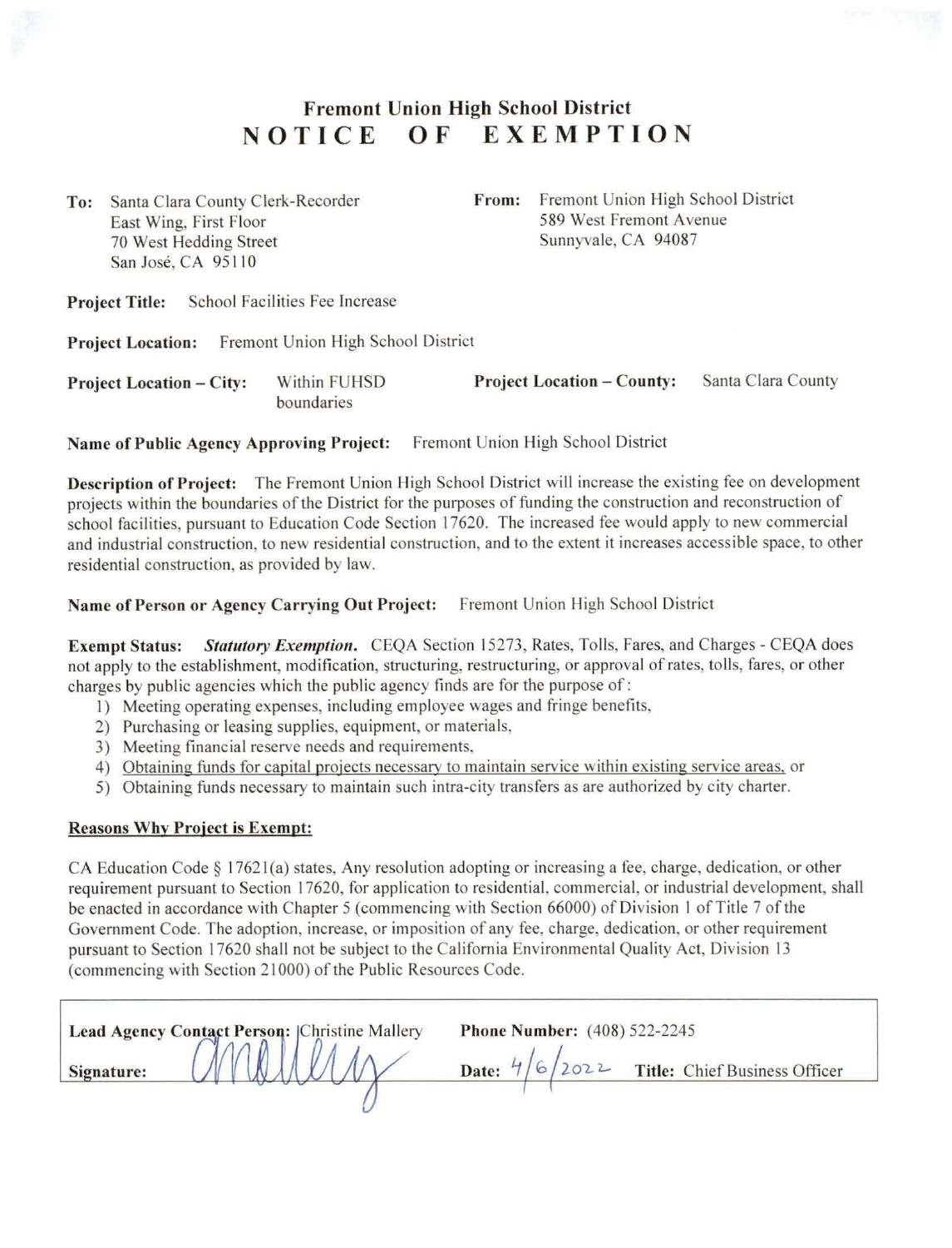# Fremont Union High School District

## NOTICE OF EXEMPTION

**To:** Santa Clara County Clerk-Recorder
East Wing, First Floor
70 West Hedding Street
San José, CA 95110

**From:** Fremont Union High School District
589 West Fremont Avenue
Sunnyvale, CA 94087

**Project Title:** School Facilities Fee Increase

**Project Location:** Fremont Union High School District

**Project Location – City:** Within FUHSD boundaries

**Project Location – County:** Santa Clara County

**Name of Public Agency Approving Project:** Fremont Union High School District

**Description of Project:** The Fremont Union High School District will increase the existing fee on development projects within the boundaries of the District for the purposes of funding the construction and reconstruction of school facilities, pursuant to Education Code Section 17620. The increased fee would apply to new commercial and industrial construction, to new residential construction, and to the extent it increases accessible space, to other residential construction, as provided by law.

**Name of Person or Agency Carrying Out Project:** Fremont Union High School District

**Exempt Status:** ***Statutory Exemption.*** CEQA Section 15273, Rates, Tolls, Fares, and Charges - CEQA does not apply to the establishment, modification, structuring, restructuring, or approval of rates, tolls, fares, or other charges by public agencies which the public agency finds are for the purpose of:

1) Meeting operating expenses, including employee wages and fringe benefits,
2) Purchasing or leasing supplies, equipment, or materials,
3) Meeting financial reserve needs and requirements,
4) <u>Obtaining funds for capital projects necessary to maintain service within existing service areas,</u> or
5) Obtaining funds necessary to maintain such intra-city transfers as are authorized by city charter.

**<u>Reasons Why Project is Exempt:</u>**

CA Education Code § 17621(a) states, Any resolution adopting or increasing a fee, charge, dedication, or other requirement pursuant to Section 17620, for application to residential, commercial, or industrial development, shall be enacted in accordance with Chapter 5 (commencing with Section 66000) of Division 1 of Title 7 of the Government Code. The adoption, increase, or imposition of any fee, charge, dedication, or other requirement pursuant to Section 17620 shall not be subject to the California Environmental Quality Act, Division 13 (commencing with Section 21000) of the Public Resources Code.

| | |
|---|---|
| **Lead Agency Contact Person:** Christine Mallery | **Phone Number:** (408) 522-2245 |
| **Signature:** CMallery | **Date:** 4/6/2022 **Title:** Chief Business Officer |